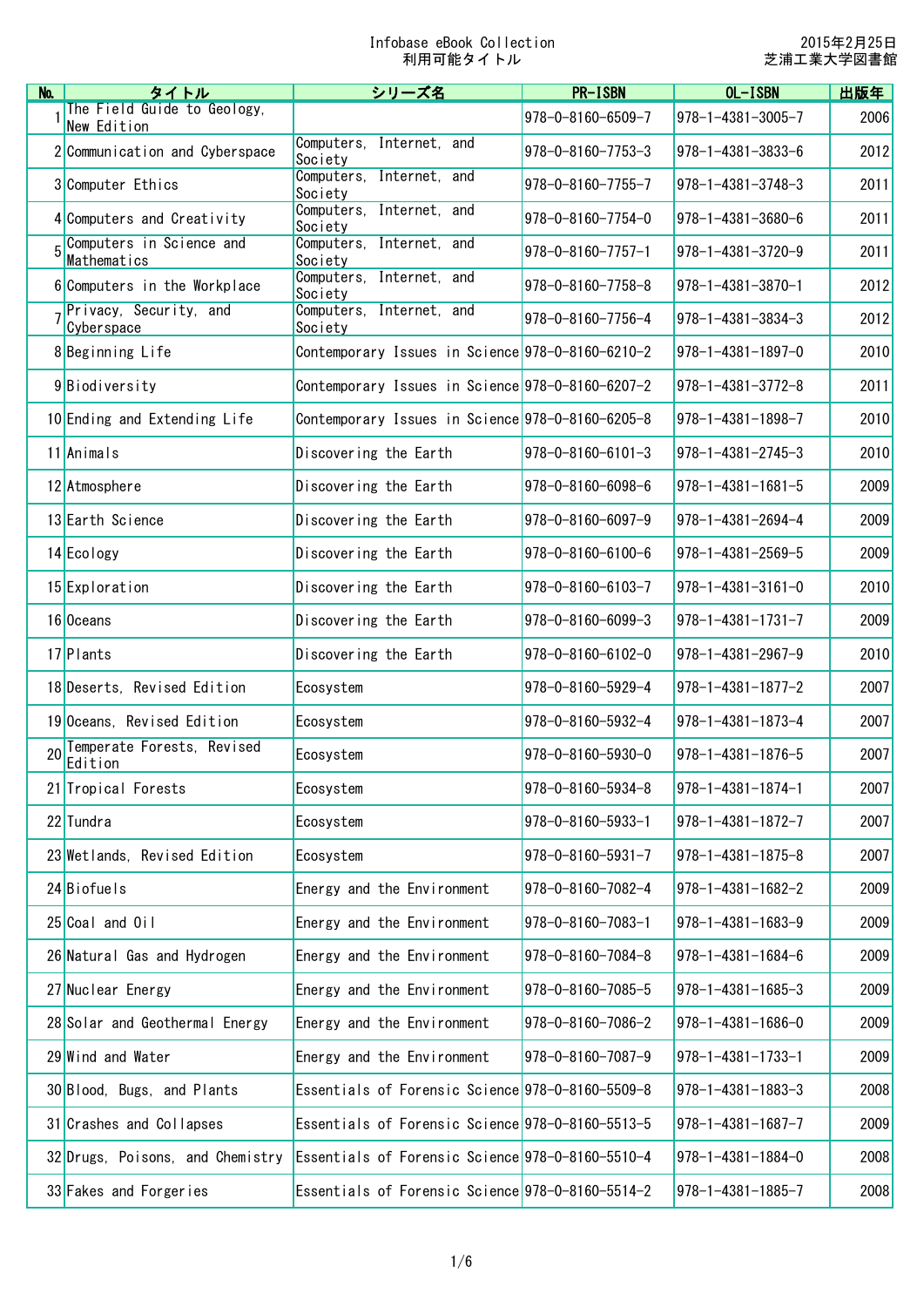Infobase eBook Collection
利用可能タイトル

2015年2月25日
芝浦工業大学図書館

| No. | タイトル | シリーズ名 | PR-ISBN | OL-ISBN | 出版年 |
|---|---|---|---|---|---|
| 1 | The Field Guide to Geology, New Edition | | 978-0-8160-6509-7 | 978-1-4381-3005-7 | 2006 |
| 2 | Communication and Cyberspace | Computers, Internet, and Society | 978-0-8160-7753-3 | 978-1-4381-3833-6 | 2012 |
| 3 | Computer Ethics | Computers, Internet, and Society | 978-0-8160-7755-7 | 978-1-4381-3748-3 | 2011 |
| 4 | Computers and Creativity | Computers, Internet, and Society | 978-0-8160-7754-0 | 978-1-4381-3680-6 | 2011 |
| 5 | Computers in Science and Mathematics | Computers, Internet, and Society | 978-0-8160-7757-1 | 978-1-4381-3720-9 | 2011 |
| 6 | Computers in the Workplace | Computers, Internet, and Society | 978-0-8160-7758-8 | 978-1-4381-3870-1 | 2012 |
| 7 | Privacy, Security, and Cyberspace | Computers, Internet, and Society | 978-0-8160-7756-4 | 978-1-4381-3834-3 | 2012 |
| 8 | Beginning Life | Contemporary Issues in Science | 978-0-8160-6210-2 | 978-1-4381-1897-0 | 2010 |
| 9 | Biodiversity | Contemporary Issues in Science | 978-0-8160-6207-2 | 978-1-4381-3772-8 | 2011 |
| 10 | Ending and Extending Life | Contemporary Issues in Science | 978-0-8160-6205-8 | 978-1-4381-1898-7 | 2010 |
| 11 | Animals | Discovering the Earth | 978-0-8160-6101-3 | 978-1-4381-2745-3 | 2010 |
| 12 | Atmosphere | Discovering the Earth | 978-0-8160-6098-6 | 978-1-4381-1681-5 | 2009 |
| 13 | Earth Science | Discovering the Earth | 978-0-8160-6097-9 | 978-1-4381-2694-4 | 2009 |
| 14 | Ecology | Discovering the Earth | 978-0-8160-6100-6 | 978-1-4381-2569-5 | 2009 |
| 15 | Exploration | Discovering the Earth | 978-0-8160-6103-7 | 978-1-4381-3161-0 | 2010 |
| 16 | Oceans | Discovering the Earth | 978-0-8160-6099-3 | 978-1-4381-1731-7 | 2009 |
| 17 | Plants | Discovering the Earth | 978-0-8160-6102-0 | 978-1-4381-2967-9 | 2010 |
| 18 | Deserts, Revised Edition | Ecosystem | 978-0-8160-5929-4 | 978-1-4381-1877-2 | 2007 |
| 19 | Oceans, Revised Edition | Ecosystem | 978-0-8160-5932-4 | 978-1-4381-1873-4 | 2007 |
| 20 | Temperate Forests, Revised Edition | Ecosystem | 978-0-8160-5930-0 | 978-1-4381-1876-5 | 2007 |
| 21 | Tropical Forests | Ecosystem | 978-0-8160-5934-8 | 978-1-4381-1874-1 | 2007 |
| 22 | Tundra | Ecosystem | 978-0-8160-5933-1 | 978-1-4381-1872-7 | 2007 |
| 23 | Wetlands, Revised Edition | Ecosystem | 978-0-8160-5931-7 | 978-1-4381-1875-8 | 2007 |
| 24 | Biofuels | Energy and the Environment | 978-0-8160-7082-4 | 978-1-4381-1682-2 | 2009 |
| 25 | Coal and Oil | Energy and the Environment | 978-0-8160-7083-1 | 978-1-4381-1683-9 | 2009 |
| 26 | Natural Gas and Hydrogen | Energy and the Environment | 978-0-8160-7084-8 | 978-1-4381-1684-6 | 2009 |
| 27 | Nuclear Energy | Energy and the Environment | 978-0-8160-7085-5 | 978-1-4381-1685-3 | 2009 |
| 28 | Solar and Geothermal Energy | Energy and the Environment | 978-0-8160-7086-2 | 978-1-4381-1686-0 | 2009 |
| 29 | Wind and Water | Energy and the Environment | 978-0-8160-7087-9 | 978-1-4381-1733-1 | 2009 |
| 30 | Blood, Bugs, and Plants | Essentials of Forensic Science | 978-0-8160-5509-8 | 978-1-4381-1883-3 | 2008 |
| 31 | Crashes and Collapses | Essentials of Forensic Science | 978-0-8160-5513-5 | 978-1-4381-1687-7 | 2009 |
| 32 | Drugs, Poisons, and Chemistry | Essentials of Forensic Science | 978-0-8160-5510-4 | 978-1-4381-1884-0 | 2008 |
| 33 | Fakes and Forgeries | Essentials of Forensic Science | 978-0-8160-5514-2 | 978-1-4381-1885-7 | 2008 |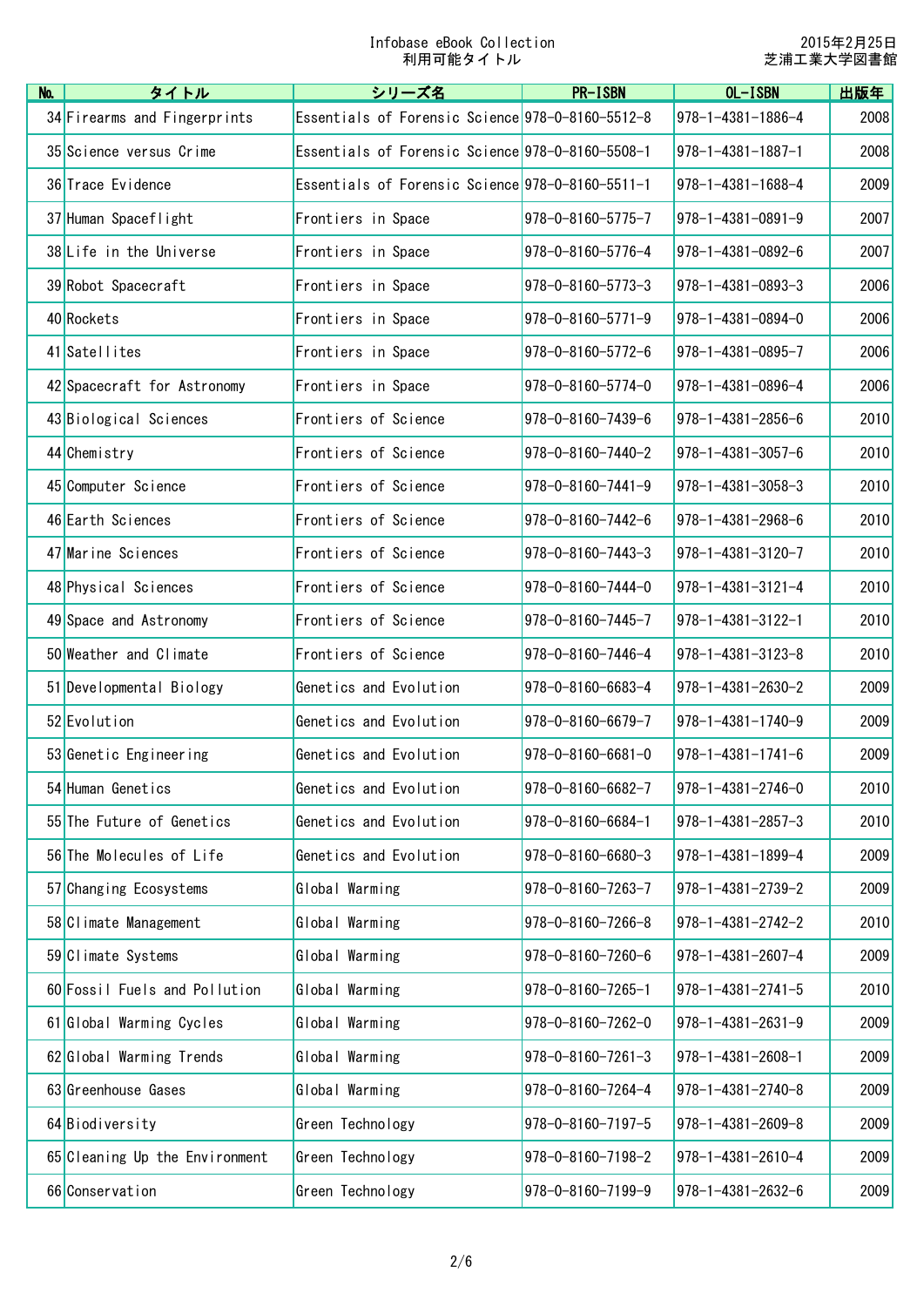| No. | タイトル | シリーズ名 | PR-ISBN | OL-ISBN | 出版年 |
|---|---|---|---|---|---|
| 34 | Firearms and Fingerprints | Essentials of Forensic Science | 978-0-8160-5512-8 | 978-1-4381-1886-4 | 2008 |
| 35 | Science versus Crime | Essentials of Forensic Science | 978-0-8160-5508-1 | 978-1-4381-1887-1 | 2008 |
| 36 | Trace Evidence | Essentials of Forensic Science | 978-0-8160-5511-1 | 978-1-4381-1688-4 | 2009 |
| 37 | Human Spaceflight | Frontiers in Space | 978-0-8160-5775-7 | 978-1-4381-0891-9 | 2007 |
| 38 | Life in the Universe | Frontiers in Space | 978-0-8160-5776-4 | 978-1-4381-0892-6 | 2007 |
| 39 | Robot Spacecraft | Frontiers in Space | 978-0-8160-5773-3 | 978-1-4381-0893-3 | 2006 |
| 40 | Rockets | Frontiers in Space | 978-0-8160-5771-9 | 978-1-4381-0894-0 | 2006 |
| 41 | Satellites | Frontiers in Space | 978-0-8160-5772-6 | 978-1-4381-0895-7 | 2006 |
| 42 | Spacecraft for Astronomy | Frontiers in Space | 978-0-8160-5774-0 | 978-1-4381-0896-4 | 2006 |
| 43 | Biological Sciences | Frontiers of Science | 978-0-8160-7439-6 | 978-1-4381-2856-6 | 2010 |
| 44 | Chemistry | Frontiers of Science | 978-0-8160-7440-2 | 978-1-4381-3057-6 | 2010 |
| 45 | Computer Science | Frontiers of Science | 978-0-8160-7441-9 | 978-1-4381-3058-3 | 2010 |
| 46 | Earth Sciences | Frontiers of Science | 978-0-8160-7442-6 | 978-1-4381-2968-6 | 2010 |
| 47 | Marine Sciences | Frontiers of Science | 978-0-8160-7443-3 | 978-1-4381-3120-7 | 2010 |
| 48 | Physical Sciences | Frontiers of Science | 978-0-8160-7444-0 | 978-1-4381-3121-4 | 2010 |
| 49 | Space and Astronomy | Frontiers of Science | 978-0-8160-7445-7 | 978-1-4381-3122-1 | 2010 |
| 50 | Weather and Climate | Frontiers of Science | 978-0-8160-7446-4 | 978-1-4381-3123-8 | 2010 |
| 51 | Developmental Biology | Genetics and Evolution | 978-0-8160-6683-4 | 978-1-4381-2630-2 | 2009 |
| 52 | Evolution | Genetics and Evolution | 978-0-8160-6679-7 | 978-1-4381-1740-9 | 2009 |
| 53 | Genetic Engineering | Genetics and Evolution | 978-0-8160-6681-0 | 978-1-4381-1741-6 | 2009 |
| 54 | Human Genetics | Genetics and Evolution | 978-0-8160-6682-7 | 978-1-4381-2746-0 | 2010 |
| 55 | The Future of Genetics | Genetics and Evolution | 978-0-8160-6684-1 | 978-1-4381-2857-3 | 2010 |
| 56 | The Molecules of Life | Genetics and Evolution | 978-0-8160-6680-3 | 978-1-4381-1899-4 | 2009 |
| 57 | Changing Ecosystems | Global Warming | 978-0-8160-7263-7 | 978-1-4381-2739-2 | 2009 |
| 58 | Climate Management | Global Warming | 978-0-8160-7266-8 | 978-1-4381-2742-2 | 2010 |
| 59 | Climate Systems | Global Warming | 978-0-8160-7260-6 | 978-1-4381-2607-4 | 2009 |
| 60 | Fossil Fuels and Pollution | Global Warming | 978-0-8160-7265-1 | 978-1-4381-2741-5 | 2010 |
| 61 | Global Warming Cycles | Global Warming | 978-0-8160-7262-0 | 978-1-4381-2631-9 | 2009 |
| 62 | Global Warming Trends | Global Warming | 978-0-8160-7261-3 | 978-1-4381-2608-1 | 2009 |
| 63 | Greenhouse Gases | Global Warming | 978-0-8160-7264-4 | 978-1-4381-2740-8 | 2009 |
| 64 | Biodiversity | Green Technology | 978-0-8160-7197-5 | 978-1-4381-2609-8 | 2009 |
| 65 | Cleaning Up the Environment | Green Technology | 978-0-8160-7198-2 | 978-1-4381-2610-4 | 2009 |
| 66 | Conservation | Green Technology | 978-0-8160-7199-9 | 978-1-4381-2632-6 | 2009 |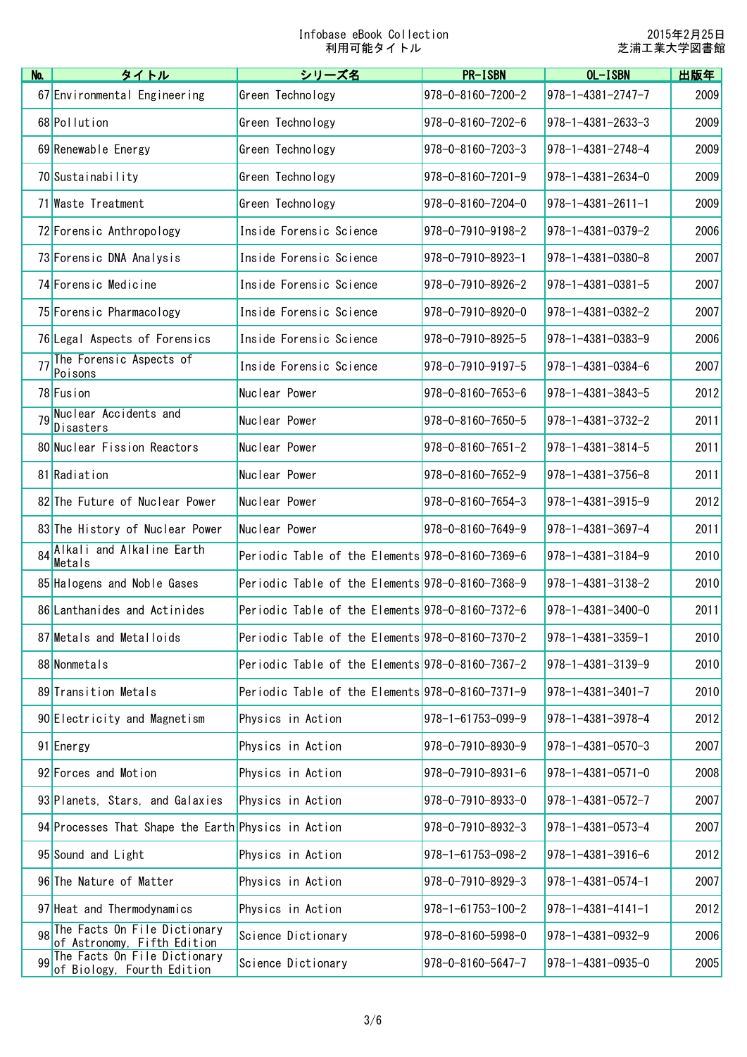Infobase eBook Collection
利用可能タイトル

2015年2月25日
芝浦工業大学図書館

| No. | タイトル | シリーズ名 | PR-ISBN | OL-ISBN | 出版年 |
|---|---|---|---|---|---|
| 67 | Environmental Engineering | Green Technology | 978-0-8160-7200-2 | 978-1-4381-2747-7 | 2009 |
| 68 | Pollution | Green Technology | 978-0-8160-7202-6 | 978-1-4381-2633-3 | 2009 |
| 69 | Renewable Energy | Green Technology | 978-0-8160-7203-3 | 978-1-4381-2748-4 | 2009 |
| 70 | Sustainability | Green Technology | 978-0-8160-7201-9 | 978-1-4381-2634-0 | 2009 |
| 71 | Waste Treatment | Green Technology | 978-0-8160-7204-0 | 978-1-4381-2611-1 | 2009 |
| 72 | Forensic Anthropology | Inside Forensic Science | 978-0-7910-9198-2 | 978-1-4381-0379-2 | 2006 |
| 73 | Forensic DNA Analysis | Inside Forensic Science | 978-0-7910-8923-1 | 978-1-4381-0380-8 | 2007 |
| 74 | Forensic Medicine | Inside Forensic Science | 978-0-7910-8926-2 | 978-1-4381-0381-5 | 2007 |
| 75 | Forensic Pharmacology | Inside Forensic Science | 978-0-7910-8920-0 | 978-1-4381-0382-2 | 2007 |
| 76 | Legal Aspects of Forensics | Inside Forensic Science | 978-0-7910-8925-5 | 978-1-4381-0383-9 | 2006 |
| 77 | The Forensic Aspects of Poisons | Inside Forensic Science | 978-0-7910-9197-5 | 978-1-4381-0384-6 | 2007 |
| 78 | Fusion | Nuclear Power | 978-0-8160-7653-6 | 978-1-4381-3843-5 | 2012 |
| 79 | Nuclear Accidents and Disasters | Nuclear Power | 978-0-8160-7650-5 | 978-1-4381-3732-2 | 2011 |
| 80 | Nuclear Fission Reactors | Nuclear Power | 978-0-8160-7651-2 | 978-1-4381-3814-5 | 2011 |
| 81 | Radiation | Nuclear Power | 978-0-8160-7652-9 | 978-1-4381-3756-8 | 2011 |
| 82 | The Future of Nuclear Power | Nuclear Power | 978-0-8160-7654-3 | 978-1-4381-3915-9 | 2012 |
| 83 | The History of Nuclear Power | Nuclear Power | 978-0-8160-7649-9 | 978-1-4381-3697-4 | 2011 |
| 84 | Alkali and Alkaline Earth Metals | Periodic Table of the Elements | 978-0-8160-7369-6 | 978-1-4381-3184-9 | 2010 |
| 85 | Halogens and Noble Gases | Periodic Table of the Elements | 978-0-8160-7368-9 | 978-1-4381-3138-2 | 2010 |
| 86 | Lanthanides and Actinides | Periodic Table of the Elements | 978-0-8160-7372-6 | 978-1-4381-3400-0 | 2011 |
| 87 | Metals and Metalloids | Periodic Table of the Elements | 978-0-8160-7370-2 | 978-1-4381-3359-1 | 2010 |
| 88 | Nonmetals | Periodic Table of the Elements | 978-0-8160-7367-2 | 978-1-4381-3139-9 | 2010 |
| 89 | Transition Metals | Periodic Table of the Elements | 978-0-8160-7371-9 | 978-1-4381-3401-7 | 2010 |
| 90 | Electricity and Magnetism | Physics in Action | 978-1-61753-099-9 | 978-1-4381-3978-4 | 2012 |
| 91 | Energy | Physics in Action | 978-0-7910-8930-9 | 978-1-4381-0570-3 | 2007 |
| 92 | Forces and Motion | Physics in Action | 978-0-7910-8931-6 | 978-1-4381-0571-0 | 2008 |
| 93 | Planets, Stars, and Galaxies | Physics in Action | 978-0-7910-8933-0 | 978-1-4381-0572-7 | 2007 |
| 94 | Processes That Shape the Earth | Physics in Action | 978-0-7910-8932-3 | 978-1-4381-0573-4 | 2007 |
| 95 | Sound and Light | Physics in Action | 978-1-61753-098-2 | 978-1-4381-3916-6 | 2012 |
| 96 | The Nature of Matter | Physics in Action | 978-0-7910-8929-3 | 978-1-4381-0574-1 | 2007 |
| 97 | Heat and Thermodynamics | Physics in Action | 978-1-61753-100-2 | 978-1-4381-4141-1 | 2012 |
| 98 | The Facts On File Dictionary of Astronomy, Fifth Edition | Science Dictionary | 978-0-8160-5998-0 | 978-1-4381-0932-9 | 2006 |
| 99 | The Facts On File Dictionary of Biology, Fourth Edition | Science Dictionary | 978-0-8160-5647-7 | 978-1-4381-0935-0 | 2005 |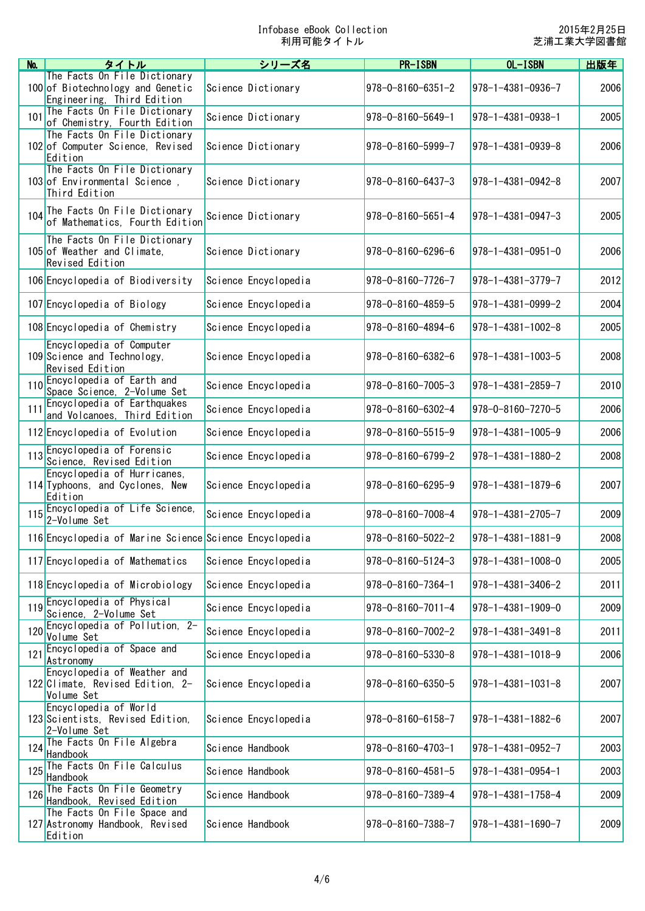| No. | タイトル | シリーズ名 | PR-ISBN | OL-ISBN | 出版年 |
|---|---|---|---|---|---|
| 100 | The Facts On File Dictionary of Biotechnology and Genetic Engineering, Third Edition | Science Dictionary | 978-0-8160-6351-2 | 978-1-4381-0936-7 | 2006 |
| 101 | The Facts On File Dictionary of Chemistry, Fourth Edition | Science Dictionary | 978-0-8160-5649-1 | 978-1-4381-0938-1 | 2005 |
| 102 | The Facts On File Dictionary of Computer Science, Revised Edition | Science Dictionary | 978-0-8160-5999-7 | 978-1-4381-0939-8 | 2006 |
| 103 | The Facts On File Dictionary of Environmental Science , Third Edition | Science Dictionary | 978-0-8160-6437-3 | 978-1-4381-0942-8 | 2007 |
| 104 | The Facts On File Dictionary of Mathematics, Fourth Edition | Science Dictionary | 978-0-8160-5651-4 | 978-1-4381-0947-3 | 2005 |
| 105 | The Facts On File Dictionary of Weather and Climate, Revised Edition | Science Dictionary | 978-0-8160-6296-6 | 978-1-4381-0951-0 | 2006 |
| 106 | Encyclopedia of Biodiversity | Science Encyclopedia | 978-0-8160-7726-7 | 978-1-4381-3779-7 | 2012 |
| 107 | Encyclopedia of Biology | Science Encyclopedia | 978-0-8160-4859-5 | 978-1-4381-0999-2 | 2004 |
| 108 | Encyclopedia of Chemistry | Science Encyclopedia | 978-0-8160-4894-6 | 978-1-4381-1002-8 | 2005 |
| 109 | Encyclopedia of Computer Science and Technology, Revised Edition | Science Encyclopedia | 978-0-8160-6382-6 | 978-1-4381-1003-5 | 2008 |
| 110 | Encyclopedia of Earth and Space Science, 2-Volume Set | Science Encyclopedia | 978-0-8160-7005-3 | 978-1-4381-2859-7 | 2010 |
| 111 | Encyclopedia of Earthquakes and Volcanoes, Third Edition | Science Encyclopedia | 978-0-8160-6302-4 | 978-0-8160-7270-5 | 2006 |
| 112 | Encyclopedia of Evolution | Science Encyclopedia | 978-0-8160-5515-9 | 978-1-4381-1005-9 | 2006 |
| 113 | Encyclopedia of Forensic Science, Revised Edition | Science Encyclopedia | 978-0-8160-6799-2 | 978-1-4381-1880-2 | 2008 |
| 114 | Encyclopedia of Hurricanes, Typhoons, and Cyclones, New Edition | Science Encyclopedia | 978-0-8160-6295-9 | 978-1-4381-1879-6 | 2007 |
| 115 | Encyclopedia of Life Science, 2-Volume Set | Science Encyclopedia | 978-0-8160-7008-4 | 978-1-4381-2705-7 | 2009 |
| 116 | Encyclopedia of Marine Science | Science Encyclopedia | 978-0-8160-5022-2 | 978-1-4381-1881-9 | 2008 |
| 117 | Encyclopedia of Mathematics | Science Encyclopedia | 978-0-8160-5124-3 | 978-1-4381-1008-0 | 2005 |
| 118 | Encyclopedia of Microbiology | Science Encyclopedia | 978-0-8160-7364-1 | 978-1-4381-3406-2 | 2011 |
| 119 | Encyclopedia of Physical Science, 2-Volume Set | Science Encyclopedia | 978-0-8160-7011-4 | 978-1-4381-1909-0 | 2009 |
| 120 | Encyclopedia of Pollution, 2-Volume Set | Science Encyclopedia | 978-0-8160-7002-2 | 978-1-4381-3491-8 | 2011 |
| 121 | Encyclopedia of Space and Astronomy | Science Encyclopedia | 978-0-8160-5330-8 | 978-1-4381-1018-9 | 2006 |
| 122 | Encyclopedia of Weather and Climate, Revised Edition, 2-Volume Set | Science Encyclopedia | 978-0-8160-6350-5 | 978-1-4381-1031-8 | 2007 |
| 123 | Encyclopedia of World Scientists, Revised Edition, 2-Volume Set | Science Encyclopedia | 978-0-8160-6158-7 | 978-1-4381-1882-6 | 2007 |
| 124 | The Facts On File Algebra Handbook | Science Handbook | 978-0-8160-4703-1 | 978-1-4381-0952-7 | 2003 |
| 125 | The Facts On File Calculus Handbook | Science Handbook | 978-0-8160-4581-5 | 978-1-4381-0954-1 | 2003 |
| 126 | The Facts On File Geometry Handbook, Revised Edition | Science Handbook | 978-0-8160-7389-4 | 978-1-4381-1758-4 | 2009 |
| 127 | The Facts On File Space and Astronomy Handbook, Revised Edition | Science Handbook | 978-0-8160-7388-7 | 978-1-4381-1690-7 | 2009 |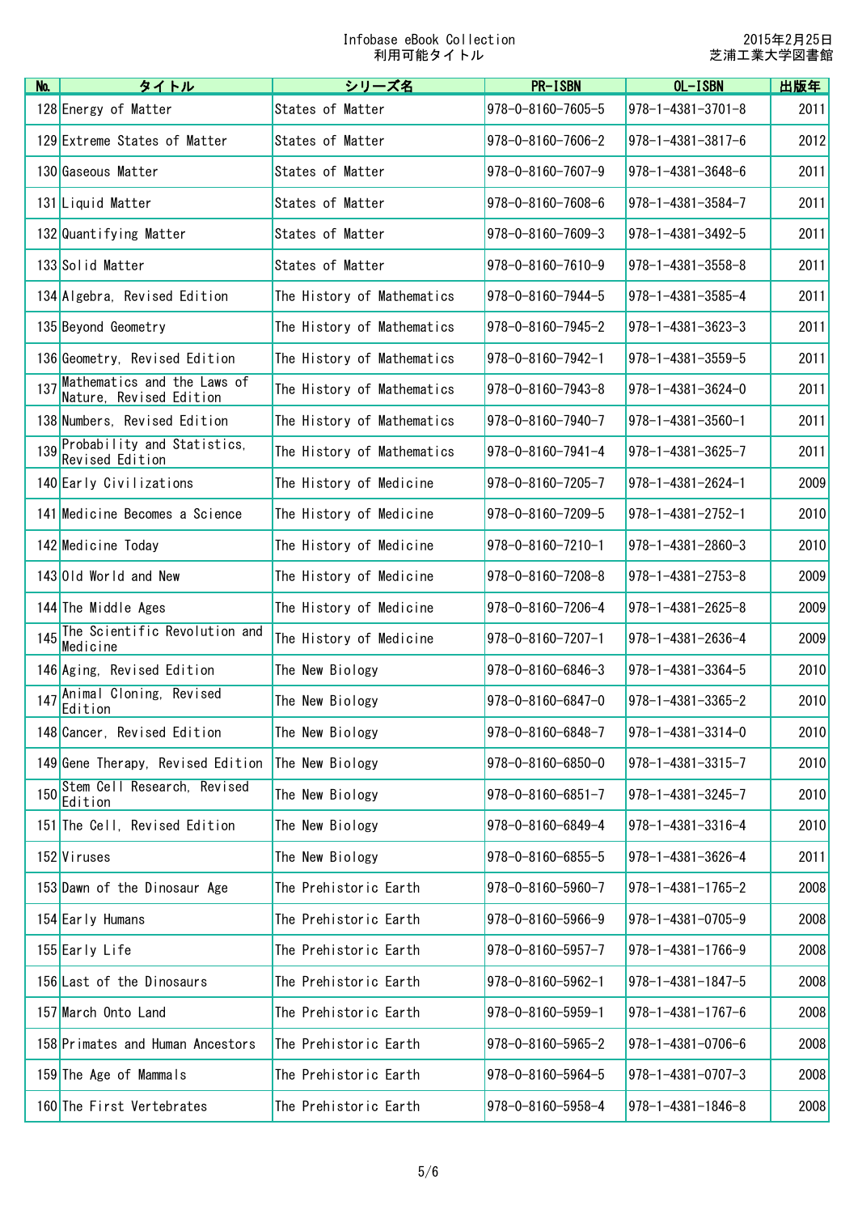| No. | タイトル | シリーズ名 | PR-ISBN | OL-ISBN | 出版年 |
|---|---|---|---|---|---|
| 128 | Energy of Matter | States of Matter | 978-0-8160-7605-5 | 978-1-4381-3701-8 | 2011 |
| 129 | Extreme States of Matter | States of Matter | 978-0-8160-7606-2 | 978-1-4381-3817-6 | 2012 |
| 130 | Gaseous Matter | States of Matter | 978-0-8160-7607-9 | 978-1-4381-3648-6 | 2011 |
| 131 | Liquid Matter | States of Matter | 978-0-8160-7608-6 | 978-1-4381-3584-7 | 2011 |
| 132 | Quantifying Matter | States of Matter | 978-0-8160-7609-3 | 978-1-4381-3492-5 | 2011 |
| 133 | Solid Matter | States of Matter | 978-0-8160-7610-9 | 978-1-4381-3558-8 | 2011 |
| 134 | Algebra, Revised Edition | The History of Mathematics | 978-0-8160-7944-5 | 978-1-4381-3585-4 | 2011 |
| 135 | Beyond Geometry | The History of Mathematics | 978-0-8160-7945-2 | 978-1-4381-3623-3 | 2011 |
| 136 | Geometry, Revised Edition | The History of Mathematics | 978-0-8160-7942-1 | 978-1-4381-3559-5 | 2011 |
| 137 | Mathematics and the Laws of Nature, Revised Edition | The History of Mathematics | 978-0-8160-7943-8 | 978-1-4381-3624-0 | 2011 |
| 138 | Numbers, Revised Edition | The History of Mathematics | 978-0-8160-7940-7 | 978-1-4381-3560-1 | 2011 |
| 139 | Probability and Statistics, Revised Edition | The History of Mathematics | 978-0-8160-7941-4 | 978-1-4381-3625-7 | 2011 |
| 140 | Early Civilizations | The History of Medicine | 978-0-8160-7205-7 | 978-1-4381-2624-1 | 2009 |
| 141 | Medicine Becomes a Science | The History of Medicine | 978-0-8160-7209-5 | 978-1-4381-2752-1 | 2010 |
| 142 | Medicine Today | The History of Medicine | 978-0-8160-7210-1 | 978-1-4381-2860-3 | 2010 |
| 143 | Old World and New | The History of Medicine | 978-0-8160-7208-8 | 978-1-4381-2753-8 | 2009 |
| 144 | The Middle Ages | The History of Medicine | 978-0-8160-7206-4 | 978-1-4381-2625-8 | 2009 |
| 145 | The Scientific Revolution and Medicine | The History of Medicine | 978-0-8160-7207-1 | 978-1-4381-2636-4 | 2009 |
| 146 | Aging, Revised Edition | The New Biology | 978-0-8160-6846-3 | 978-1-4381-3364-5 | 2010 |
| 147 | Animal Cloning, Revised Edition | The New Biology | 978-0-8160-6847-0 | 978-1-4381-3365-2 | 2010 |
| 148 | Cancer, Revised Edition | The New Biology | 978-0-8160-6848-7 | 978-1-4381-3314-0 | 2010 |
| 149 | Gene Therapy, Revised Edition | The New Biology | 978-0-8160-6850-0 | 978-1-4381-3315-7 | 2010 |
| 150 | Stem Cell Research, Revised Edition | The New Biology | 978-0-8160-6851-7 | 978-1-4381-3245-7 | 2010 |
| 151 | The Cell, Revised Edition | The New Biology | 978-0-8160-6849-4 | 978-1-4381-3316-4 | 2010 |
| 152 | Viruses | The New Biology | 978-0-8160-6855-5 | 978-1-4381-3626-4 | 2011 |
| 153 | Dawn of the Dinosaur Age | The Prehistoric Earth | 978-0-8160-5960-7 | 978-1-4381-1765-2 | 2008 |
| 154 | Early Humans | The Prehistoric Earth | 978-0-8160-5966-9 | 978-1-4381-0705-9 | 2008 |
| 155 | Early Life | The Prehistoric Earth | 978-0-8160-5957-7 | 978-1-4381-1766-9 | 2008 |
| 156 | Last of the Dinosaurs | The Prehistoric Earth | 978-0-8160-5962-1 | 978-1-4381-1847-5 | 2008 |
| 157 | March Onto Land | The Prehistoric Earth | 978-0-8160-5959-1 | 978-1-4381-1767-6 | 2008 |
| 158 | Primates and Human Ancestors | The Prehistoric Earth | 978-0-8160-5965-2 | 978-1-4381-0706-6 | 2008 |
| 159 | The Age of Mammals | The Prehistoric Earth | 978-0-8160-5964-5 | 978-1-4381-0707-3 | 2008 |
| 160 | The First Vertebrates | The Prehistoric Earth | 978-0-8160-5958-4 | 978-1-4381-1846-8 | 2008 |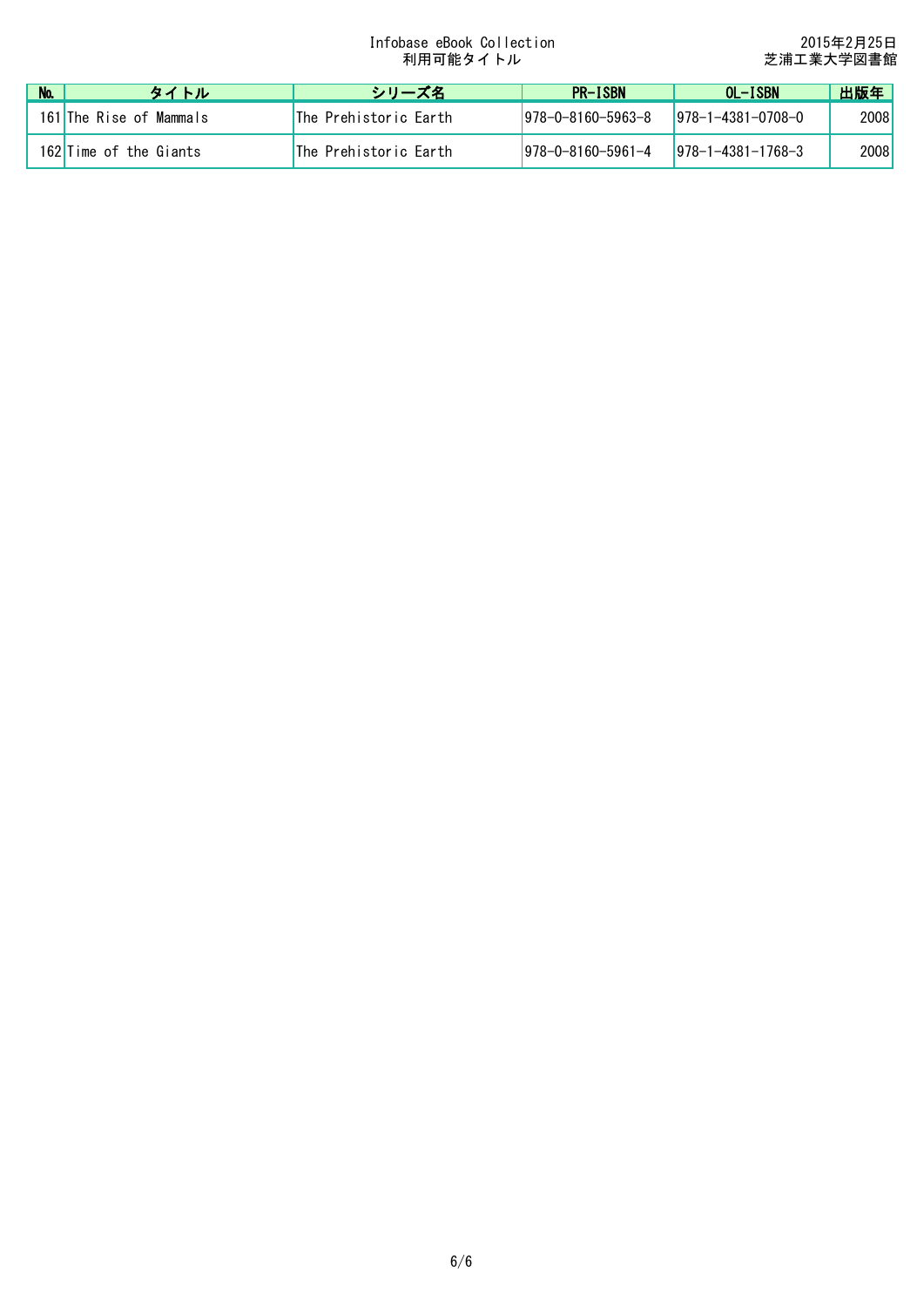Infobase eBook Collection
利用可能タイトル

2015年2月25日
芝浦工業大学図書館

| No. | タイトル | シリーズ名 | PR-ISBN | OL-ISBN | 出版年 |
|---|---|---|---|---|---|
| 161 | The Rise of Mammals | The Prehistoric Earth | 978-0-8160-5963-8 | 978-1-4381-0708-0 | 2008 |
| 162 | Time of the Giants | The Prehistoric Earth | 978-0-8160-5961-4 | 978-1-4381-1768-3 | 2008 |